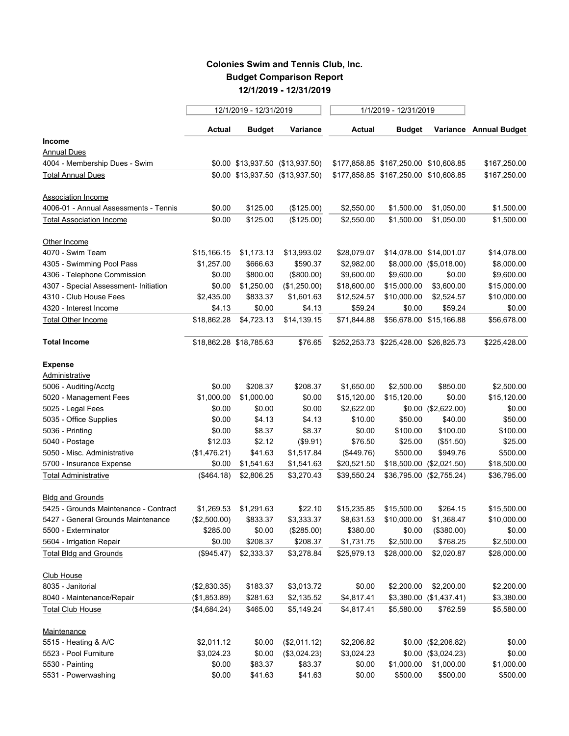# Colonies Swim and Tennis Club, Inc.
## Budget Comparison Report
### 12/1/2019 - 12/31/2019

| | 12/1/2019 - 12/31/2019 | | | 1/1/2019 - 12/31/2019 | | | |
|---|---|---|---|---|---|---|---|
| | **Actual** | **Budget** | **Variance** | **Actual** | **Budget** | **Variance** | **Annual Budget** |
| **Income** | | | | | | | |
| Annual Dues | | | | | | | |
| 4004 - Membership Dues - Swim | $0.00 | $13,937.50 | ($13,937.50) | $177,858.85 | $167,250.00 | $10,608.85 | $167,250.00 |
| Total Annual Dues | $0.00 | $13,937.50 | ($13,937.50) | $177,858.85 | $167,250.00 | $10,608.85 | $167,250.00 |
| Association Income | | | | | | | |
| 4006-01 - Annual Assessments - Tennis | $0.00 | $125.00 | ($125.00) | $2,550.00 | $1,500.00 | $1,050.00 | $1,500.00 |
| Total Association Income | $0.00 | $125.00 | ($125.00) | $2,550.00 | $1,500.00 | $1,050.00 | $1,500.00 |
| Other Income | | | | | | | |
| 4070 - Swim Team | $15,166.15 | $1,173.13 | $13,993.02 | $28,079.07 | $14,078.00 | $14,001.07 | $14,078.00 |
| 4305 - Swimming Pool Pass | $1,257.00 | $666.63 | $590.37 | $2,982.00 | $8,000.00 | ($5,018.00) | $8,000.00 |
| 4306 - Telephone Commission | $0.00 | $800.00 | ($800.00) | $9,600.00 | $9,600.00 | $0.00 | $9,600.00 |
| 4307 - Special Assessment- Initiation | $0.00 | $1,250.00 | ($1,250.00) | $18,600.00 | $15,000.00 | $3,600.00 | $15,000.00 |
| 4310 - Club House Fees | $2,435.00 | $833.37 | $1,601.63 | $12,524.57 | $10,000.00 | $2,524.57 | $10,000.00 |
| 4320 - Interest Income | $4.13 | $0.00 | $4.13 | $59.24 | $0.00 | $59.24 | $0.00 |
| Total Other Income | $18,862.28 | $4,723.13 | $14,139.15 | $71,844.88 | $56,678.00 | $15,166.88 | $56,678.00 |
| **Total Income** | $18,862.28 | $18,785.63 | $76.65 | $252,253.73 | $225,428.00 | $26,825.73 | $225,428.00 |
| **Expense** | | | | | | | |
| Administrative | | | | | | | |
| 5006 - Auditing/Acctg | $0.00 | $208.37 | $208.37 | $1,650.00 | $2,500.00 | $850.00 | $2,500.00 |
| 5020 - Management Fees | $1,000.00 | $1,000.00 | $0.00 | $15,120.00 | $15,120.00 | $0.00 | $15,120.00 |
| 5025 - Legal Fees | $0.00 | $0.00 | $0.00 | $2,622.00 | $0.00 | ($2,622.00) | $0.00 |
| 5035 - Office Supplies | $0.00 | $4.13 | $4.13 | $10.00 | $50.00 | $40.00 | $50.00 |
| 5036 - Printing | $0.00 | $8.37 | $8.37 | $0.00 | $100.00 | $100.00 | $100.00 |
| 5040 - Postage | $12.03 | $2.12 | ($9.91) | $76.50 | $25.00 | ($51.50) | $25.00 |
| 5050 - Misc. Administrative | ($1,476.21) | $41.63 | $1,517.84 | ($449.76) | $500.00 | $949.76 | $500.00 |
| 5700 - Insurance Expense | $0.00 | $1,541.63 | $1,541.63 | $20,521.50 | $18,500.00 | ($2,021.50) | $18,500.00 |
| Total Administrative | ($464.18) | $2,806.25 | $3,270.43 | $39,550.24 | $36,795.00 | ($2,755.24) | $36,795.00 |
| Bldg and Grounds | | | | | | | |
| 5425 - Grounds Maintenance - Contract | $1,269.53 | $1,291.63 | $22.10 | $15,235.85 | $15,500.00 | $264.15 | $15,500.00 |
| 5427 - General Grounds Maintenance | ($2,500.00) | $833.37 | $3,333.37 | $8,631.53 | $10,000.00 | $1,368.47 | $10,000.00 |
| 5500 - Exterminator | $285.00 | $0.00 | ($285.00) | $380.00 | $0.00 | ($380.00) | $0.00 |
| 5604 - Irrigation Repair | $0.00 | $208.37 | $208.37 | $1,731.75 | $2,500.00 | $768.25 | $2,500.00 |
| Total Bldg and Grounds | ($945.47) | $2,333.37 | $3,278.84 | $25,979.13 | $28,000.00 | $2,020.87 | $28,000.00 |
| Club House | | | | | | | |
| 8035 - Janitorial | ($2,830.35) | $183.37 | $3,013.72 | $0.00 | $2,200.00 | $2,200.00 | $2,200.00 |
| 8040 - Maintenance/Repair | ($1,853.89) | $281.63 | $2,135.52 | $4,817.41 | $3,380.00 | ($1,437.41) | $3,380.00 |
| Total Club House | ($4,684.24) | $465.00 | $5,149.24 | $4,817.41 | $5,580.00 | $762.59 | $5,580.00 |
| Maintenance | | | | | | | |
| 5515 - Heating & A/C | $2,011.12 | $0.00 | ($2,011.12) | $2,206.82 | $0.00 | ($2,206.82) | $0.00 |
| 5523 - Pool Furniture | $3,024.23 | $0.00 | ($3,024.23) | $3,024.23 | $0.00 | ($3,024.23) | $0.00 |
| 5530 - Painting | $0.00 | $83.37 | $83.37 | $0.00 | $1,000.00 | $1,000.00 | $1,000.00 |
| 5531 - Powerwashing | $0.00 | $41.63 | $41.63 | $0.00 | $500.00 | $500.00 | $500.00 |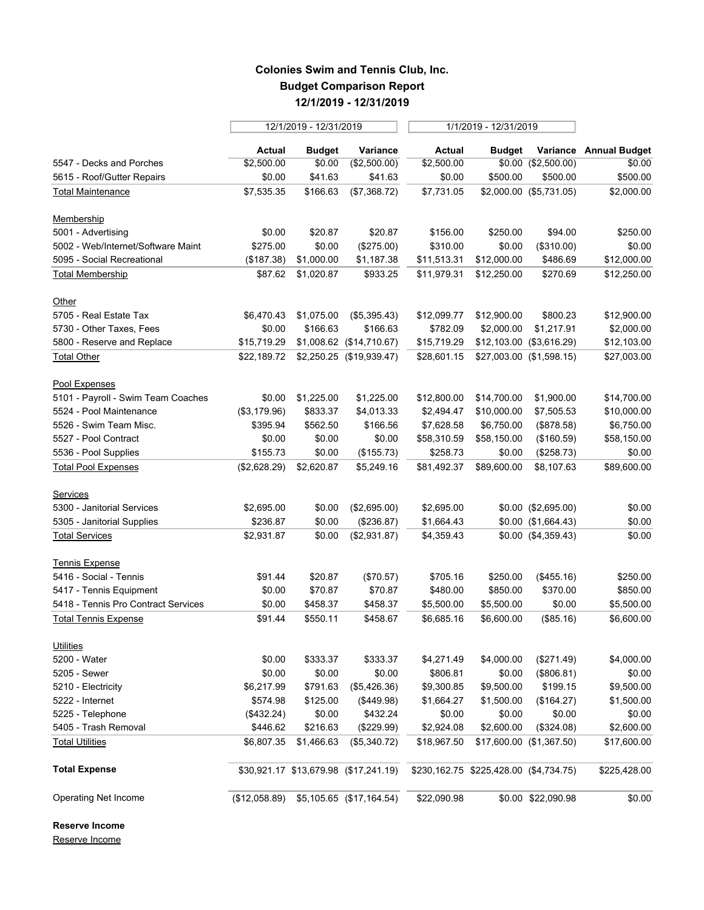**Colonies Swim and Tennis Club, Inc.**
**Budget Comparison Report**
**12/1/2019 - 12/31/2019**

| | 12/1/2019 - 12/31/2019 | | | 1/1/2019 - 12/31/2019 | | | |
|---|---|---|---|---|---|---|---|
| | **Actual** | **Budget** | **Variance** | **Actual** | **Budget** | **Variance** | **Annual Budget** |
| 5547 - Decks and Porches | $2,500.00 | $0.00 | ($2,500.00) | $2,500.00 | $0.00 | ($2,500.00) | $0.00 |
| 5615 - Roof/Gutter Repairs | $0.00 | $41.63 | $41.63 | $0.00 | $500.00 | $500.00 | $500.00 |
| Total Maintenance | $7,535.35 | $166.63 | ($7,368.72) | $7,731.05 | $2,000.00 | ($5,731.05) | $2,000.00 |
| Membership | | | | | | | |
| 5001 - Advertising | $0.00 | $20.87 | $20.87 | $156.00 | $250.00 | $94.00 | $250.00 |
| 5002 - Web/Internet/Software Maint | $275.00 | $0.00 | ($275.00) | $310.00 | $0.00 | ($310.00) | $0.00 |
| 5095 - Social Recreational | ($187.38) | $1,000.00 | $1,187.38 | $11,513.31 | $12,000.00 | $486.69 | $12,000.00 |
| Total Membership | $87.62 | $1,020.87 | $933.25 | $11,979.31 | $12,250.00 | $270.69 | $12,250.00 |
| Other | | | | | | | |
| 5705 - Real Estate Tax | $6,470.43 | $1,075.00 | ($5,395.43) | $12,099.77 | $12,900.00 | $800.23 | $12,900.00 |
| 5730 - Other Taxes, Fees | $0.00 | $166.63 | $166.63 | $782.09 | $2,000.00 | $1,217.91 | $2,000.00 |
| 5800 - Reserve and Replace | $15,719.29 | $1,008.62 | ($14,710.67) | $15,719.29 | $12,103.00 | ($3,616.29) | $12,103.00 |
| Total Other | $22,189.72 | $2,250.25 | ($19,939.47) | $28,601.15 | $27,003.00 | ($1,598.15) | $27,003.00 |
| Pool Expenses | | | | | | | |
| 5101 - Payroll - Swim Team Coaches | $0.00 | $1,225.00 | $1,225.00 | $12,800.00 | $14,700.00 | $1,900.00 | $14,700.00 |
| 5524 - Pool Maintenance | ($3,179.96) | $833.37 | $4,013.33 | $2,494.47 | $10,000.00 | $7,505.53 | $10,000.00 |
| 5526 - Swim Team Misc. | $395.94 | $562.50 | $166.56 | $7,628.58 | $6,750.00 | ($878.58) | $6,750.00 |
| 5527 - Pool Contract | $0.00 | $0.00 | $0.00 | $58,310.59 | $58,150.00 | ($160.59) | $58,150.00 |
| 5536 - Pool Supplies | $155.73 | $0.00 | ($155.73) | $258.73 | $0.00 | ($258.73) | $0.00 |
| Total Pool Expenses | ($2,628.29) | $2,620.87 | $5,249.16 | $81,492.37 | $89,600.00 | $8,107.63 | $89,600.00 |
| Services | | | | | | | |
| 5300 - Janitorial Services | $2,695.00 | $0.00 | ($2,695.00) | $2,695.00 | $0.00 | ($2,695.00) | $0.00 |
| 5305 - Janitorial Supplies | $236.87 | $0.00 | ($236.87) | $1,664.43 | $0.00 | ($1,664.43) | $0.00 |
| Total Services | $2,931.87 | $0.00 | ($2,931.87) | $4,359.43 | $0.00 | ($4,359.43) | $0.00 |
| Tennis Expense | | | | | | | |
| 5416 - Social - Tennis | $91.44 | $20.87 | ($70.57) | $705.16 | $250.00 | ($455.16) | $250.00 |
| 5417 - Tennis Equipment | $0.00 | $70.87 | $70.87 | $480.00 | $850.00 | $370.00 | $850.00 |
| 5418 - Tennis Pro Contract Services | $0.00 | $458.37 | $458.37 | $5,500.00 | $5,500.00 | $0.00 | $5,500.00 |
| Total Tennis Expense | $91.44 | $550.11 | $458.67 | $6,685.16 | $6,600.00 | ($85.16) | $6,600.00 |
| Utilities | | | | | | | |
| 5200 - Water | $0.00 | $333.37 | $333.37 | $4,271.49 | $4,000.00 | ($271.49) | $4,000.00 |
| 5205 - Sewer | $0.00 | $0.00 | $0.00 | $806.81 | $0.00 | ($806.81) | $0.00 |
| 5210 - Electricity | $6,217.99 | $791.63 | ($5,426.36) | $9,300.85 | $9,500.00 | $199.15 | $9,500.00 |
| 5222 - Internet | $574.98 | $125.00 | ($449.98) | $1,664.27 | $1,500.00 | ($164.27) | $1,500.00 |
| 5225 - Telephone | ($432.24) | $0.00 | $432.24 | $0.00 | $0.00 | $0.00 | $0.00 |
| 5405 - Trash Removal | $446.62 | $216.63 | ($229.99) | $2,924.08 | $2,600.00 | ($324.08) | $2,600.00 |
| Total Utilities | $6,807.35 | $1,466.63 | ($5,340.72) | $18,967.50 | $17,600.00 | ($1,367.50) | $17,600.00 |
| **Total Expense** | $30,921.17 | $13,679.98 | ($17,241.19) | $230,162.75 | $225,428.00 | ($4,734.75) | $225,428.00 |
| Operating Net Income | ($12,058.89) | $5,105.65 | ($17,164.54) | $22,090.98 | $0.00 | $22,090.98 | $0.00 |

**Reserve Income**

Reserve Income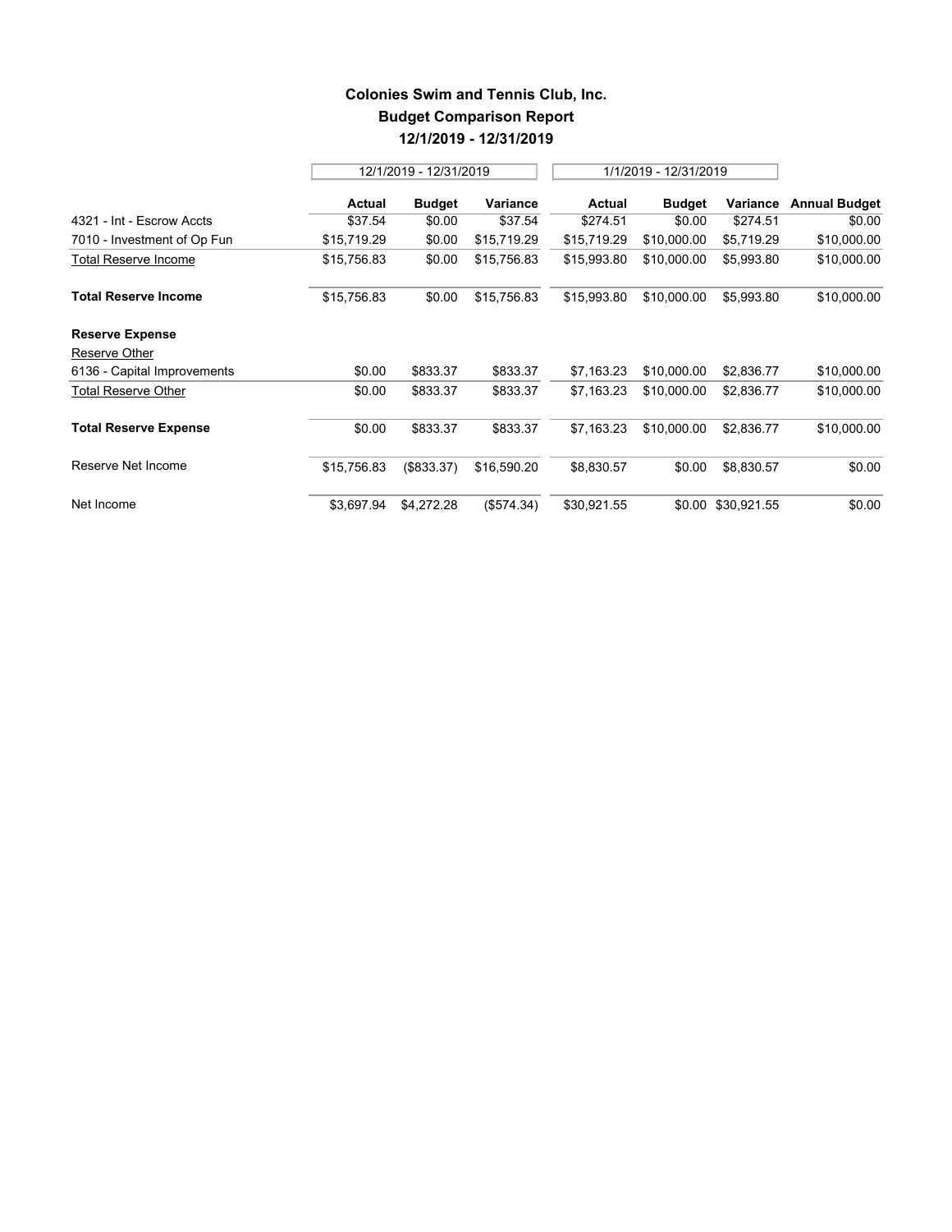# Colonies Swim and Tennis Club, Inc.
## Budget Comparison Report
### 12/1/2019 - 12/31/2019

| | 12/1/2019 - 12/31/2019 | | | 1/1/2019 - 12/31/2019 | | | |
|---|---|---|---|---|---|---|---|
| | **Actual** | **Budget** | **Variance** | **Actual** | **Budget** | **Variance** | **Annual Budget** |
| 4321 - Int - Escrow Accts | $37.54 | $0.00 | $37.54 | $274.51 | $0.00 | $274.51 | $0.00 |
| 7010 - Investment of Op Fun | $15,719.29 | $0.00 | $15,719.29 | $15,719.29 | $10,000.00 | $5,719.29 | $10,000.00 |
| Total Reserve Income | $15,756.83 | $0.00 | $15,756.83 | $15,993.80 | $10,000.00 | $5,993.80 | $10,000.00 |
| **Total Reserve Income** | $15,756.83 | $0.00 | $15,756.83 | $15,993.80 | $10,000.00 | $5,993.80 | $10,000.00 |
| **Reserve Expense** | | | | | | | |
| Reserve Other | | | | | | | |
| 6136 - Capital Improvements | $0.00 | $833.37 | $833.37 | $7,163.23 | $10,000.00 | $2,836.77 | $10,000.00 |
| Total Reserve Other | $0.00 | $833.37 | $833.37 | $7,163.23 | $10,000.00 | $2,836.77 | $10,000.00 |
| **Total Reserve Expense** | $0.00 | $833.37 | $833.37 | $7,163.23 | $10,000.00 | $2,836.77 | $10,000.00 |
| Reserve Net Income | $15,756.83 | ($833.37) | $16,590.20 | $8,830.57 | $0.00 | $8,830.57 | $0.00 |
| Net Income | $3,697.94 | $4,272.28 | ($574.34) | $30,921.55 | $0.00 | $30,921.55 | $0.00 |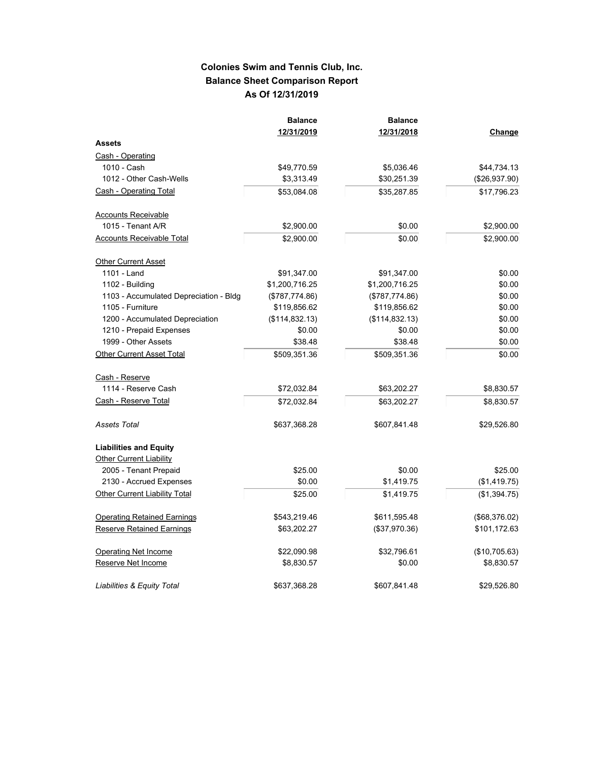# Colonies Swim and Tennis Club, Inc.
## Balance Sheet Comparison Report
### As Of 12/31/2019

| | Balance 12/31/2019 | Balance 12/31/2018 | Change |
|---|---|---|---|
| **Assets** | | | |
| Cash - Operating | | | |
| 1010 - Cash | $49,770.59 | $5,036.46 | $44,734.13 |
| 1012 - Other Cash-Wells | $3,313.49 | $30,251.39 | ($26,937.90) |
| Cash - Operating Total | $53,084.08 | $35,287.85 | $17,796.23 |
| Accounts Receivable | | | |
| 1015 - Tenant A/R | $2,900.00 | $0.00 | $2,900.00 |
| Accounts Receivable Total | $2,900.00 | $0.00 | $2,900.00 |
| Other Current Asset | | | |
| 1101 - Land | $91,347.00 | $91,347.00 | $0.00 |
| 1102 - Building | $1,200,716.25 | $1,200,716.25 | $0.00 |
| 1103 - Accumulated Depreciation - Bldg | ($787,774.86) | ($787,774.86) | $0.00 |
| 1105 - Furniture | $119,856.62 | $119,856.62 | $0.00 |
| 1200 - Accumulated Depreciation | ($114,832.13) | ($114,832.13) | $0.00 |
| 1210 - Prepaid Expenses | $0.00 | $0.00 | $0.00 |
| 1999 - Other Assets | $38.48 | $38.48 | $0.00 |
| Other Current Asset Total | $509,351.36 | $509,351.36 | $0.00 |
| Cash - Reserve | | | |
| 1114 - Reserve Cash | $72,032.84 | $63,202.27 | $8,830.57 |
| Cash - Reserve Total | $72,032.84 | $63,202.27 | $8,830.57 |
| *Assets Total* | $637,368.28 | $607,841.48 | $29,526.80 |
| **Liabilities and Equity** | | | |
| Other Current Liability | | | |
| 2005 - Tenant Prepaid | $25.00 | $0.00 | $25.00 |
| 2130 - Accrued Expenses | $0.00 | $1,419.75 | ($1,419.75) |
| Other Current Liability Total | $25.00 | $1,419.75 | ($1,394.75) |
| Operating Retained Earnings | $543,219.46 | $611,595.48 | ($68,376.02) |
| Reserve Retained Earnings | $63,202.27 | ($37,970.36) | $101,172.63 |
| Operating Net Income | $22,090.98 | $32,796.61 | ($10,705.63) |
| Reserve Net Income | $8,830.57 | $0.00 | $8,830.57 |
| *Liabilities & Equity Total* | $637,368.28 | $607,841.48 | $29,526.80 |